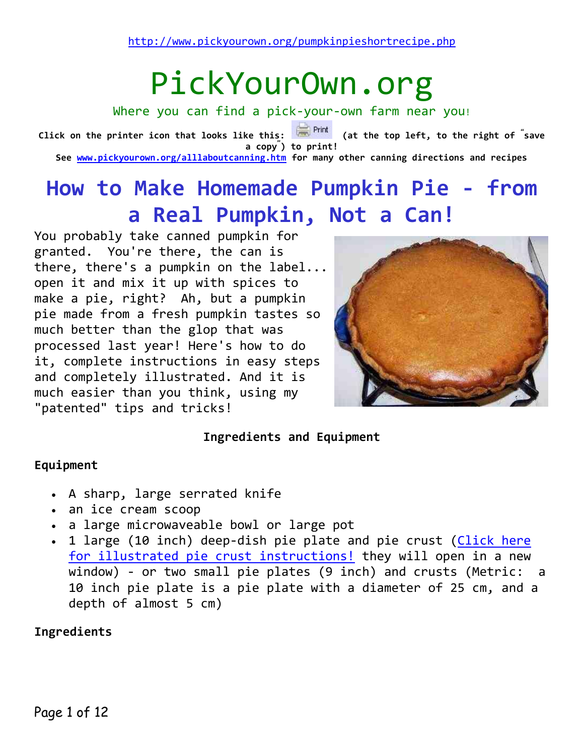http://www.pickyourown.org/pumpkinpieshortrecipe.php

# PickYourOwn.org

Where you can find a pick-your-own farm near you!

**Click on the printer icon that looks like this: Print (at the top left, to the right of "save a copy") to print!**
**See www.pickyourown.org/alllaboutcanning.htm for many other canning directions and recipes**

# How to Make Homemade Pumpkin Pie - from a Real Pumpkin, Not a Can!

You probably take canned pumpkin for granted. You're there, the can is there, there's a pumpkin on the label... open it and mix it up with spices to make a pie, right? Ah, but a pumpkin pie made from a fresh pumpkin tastes so much better than the glop that was processed last year! Here's how to do it, complete instructions in easy steps and completely illustrated. And it is much easier than you think, using my "patented" tips and tricks!

**Ingredients and Equipment**

**Equipment**

- A sharp, large serrated knife
- an ice cream scoop
- a large microwaveable bowl or large pot
- 1 large (10 inch) deep-dish pie plate and pie crust (Click here for illustrated pie crust instructions! they will open in a new window) - or two small pie plates (9 inch) and crusts (Metric: a 10 inch pie plate is a pie plate with a diameter of 25 cm, and a depth of almost 5 cm)

**Ingredients**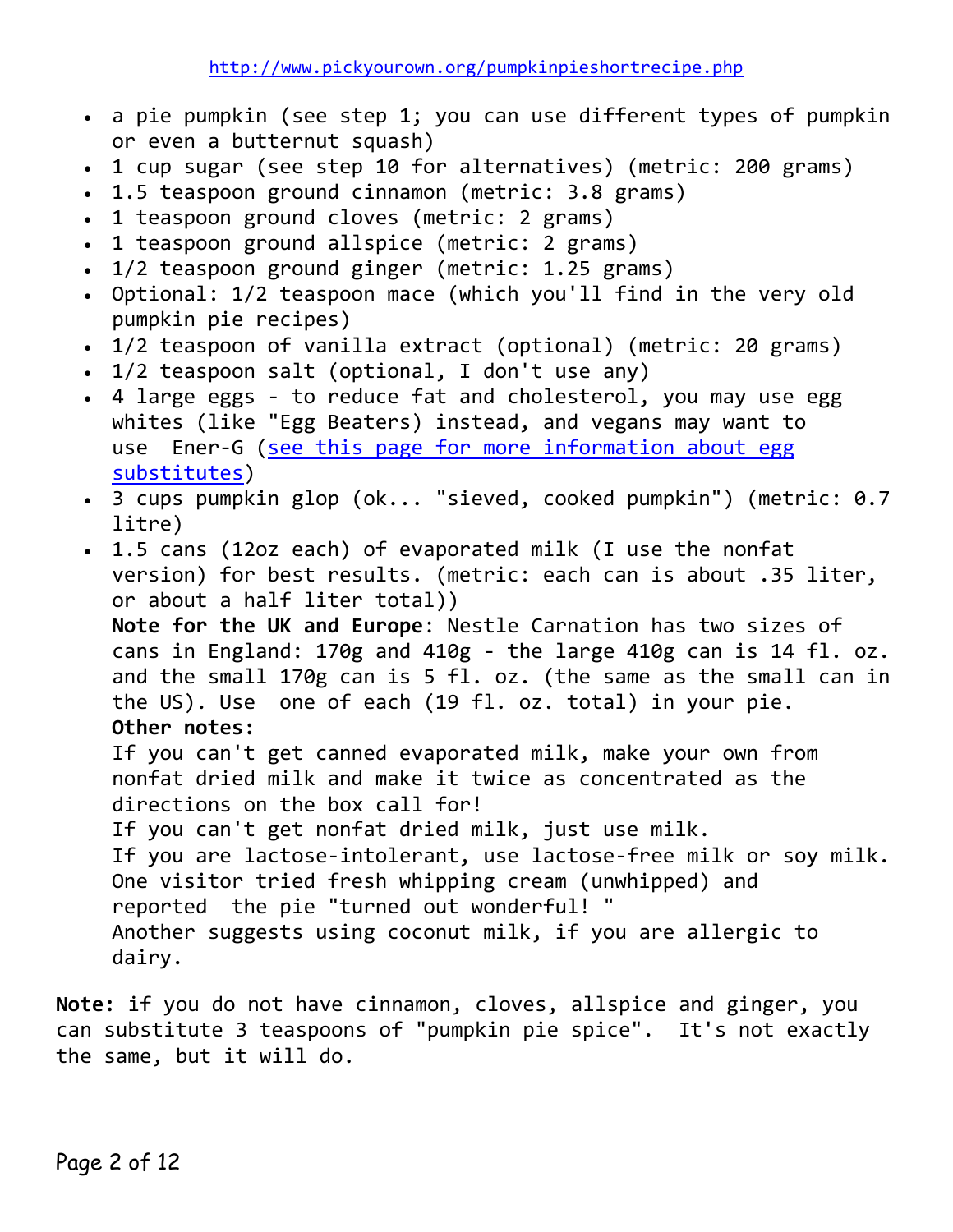http://www.pickyourown.org/pumpkinpieshortrecipe.php

- a pie pumpkin (see step 1; you can use different types of pumpkin or even a butternut squash)
- 1 cup sugar (see step 10 for alternatives) (metric: 200 grams)
- 1.5 teaspoon ground cinnamon (metric: 3.8 grams)
- 1 teaspoon ground cloves (metric: 2 grams)
- 1 teaspoon ground allspice (metric: 2 grams)
- 1/2 teaspoon ground ginger (metric: 1.25 grams)
- Optional: 1/2 teaspoon mace (which you'll find in the very old pumpkin pie recipes)
- 1/2 teaspoon of vanilla extract (optional) (metric: 20 grams)
- 1/2 teaspoon salt (optional, I don't use any)
- 4 large eggs - to reduce fat and cholesterol, you may use egg whites (like "Egg Beaters) instead, and vegans may want to use Ener-G (see this page for more information about egg substitutes)
- 3 cups pumpkin glop (ok... "sieved, cooked pumpkin") (metric: 0.7 litre)
- 1.5 cans (12oz each) of evaporated milk (I use the nonfat version) for best results. (metric: each can is about .35 liter, or about a half liter total))
  **Note for the UK and Europe**: Nestle Carnation has two sizes of cans in England: 170g and 410g - the large 410g can is 14 fl. oz. and the small 170g can is 5 fl. oz. (the same as the small can in the US). Use one of each (19 fl. oz. total) in your pie.
  **Other notes:**
  If you can't get canned evaporated milk, make your own from nonfat dried milk and make it twice as concentrated as the directions on the box call for!
  If you can't get nonfat dried milk, just use milk.
  If you are lactose-intolerant, use lactose-free milk or soy milk.
  One visitor tried fresh whipping cream (unwhipped) and reported the pie "turned out wonderful! "
  Another suggests using coconut milk, if you are allergic to dairy.

**Note:** if you do not have cinnamon, cloves, allspice and ginger, you can substitute 3 teaspoons of "pumpkin pie spice". It's not exactly the same, but it will do.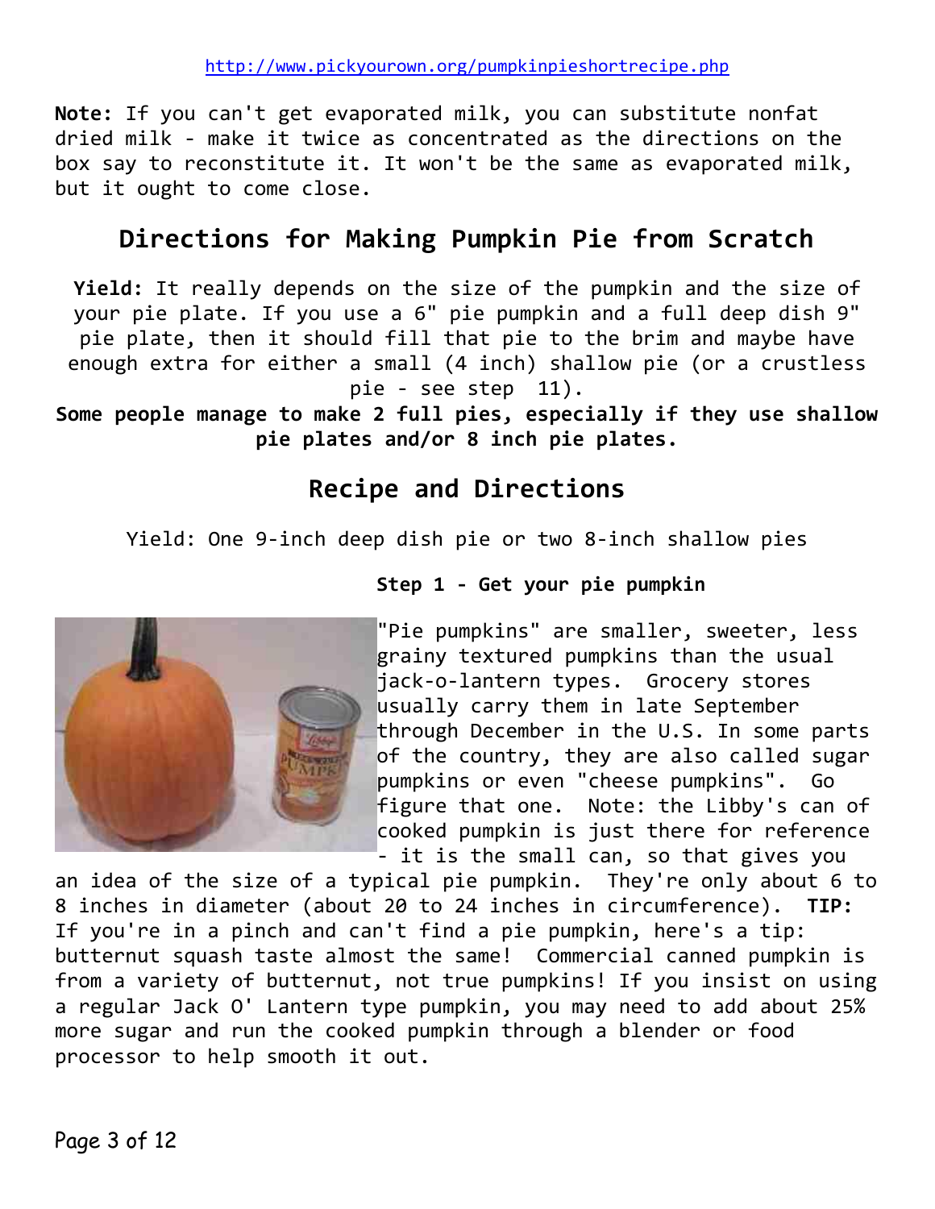http://www.pickyourown.org/pumpkinpieshortrecipe.php

**Note:** If you can't get evaporated milk, you can substitute nonfat dried milk - make it twice as concentrated as the directions on the box say to reconstitute it. It won't be the same as evaporated milk, but it ought to come close.

## Directions for Making Pumpkin Pie from Scratch

**Yield:** It really depends on the size of the pumpkin and the size of your pie plate. If you use a 6" pie pumpkin and a full deep dish 9" pie plate, then it should fill that pie to the brim and maybe have enough extra for either a small (4 inch) shallow pie (or a crustless pie - see step 11).

**Some people manage to make 2 full pies, especially if they use shallow pie plates and/or 8 inch pie plates.**

## Recipe and Directions

Yield: One 9-inch deep dish pie or two 8-inch shallow pies

**Step 1 - Get your pie pumpkin**

"Pie pumpkins" are smaller, sweeter, less grainy textured pumpkins than the usual jack-o-lantern types. Grocery stores usually carry them in late September through December in the U.S. In some parts of the country, they are also called sugar pumpkins or even "cheese pumpkins". Go figure that one. Note: the Libby's can of cooked pumpkin is just there for reference - it is the small can, so that gives you an idea of the size of a typical pie pumpkin. They're only about 6 to 8 inches in diameter (about 20 to 24 inches in circumference). **TIP:** If you're in a pinch and can't find a pie pumpkin, here's a tip: butternut squash taste almost the same! Commercial canned pumpkin is from a variety of butternut, not true pumpkins! If you insist on using a regular Jack O' Lantern type pumpkin, you may need to add about 25% more sugar and run the cooked pumpkin through a blender or food processor to help smooth it out.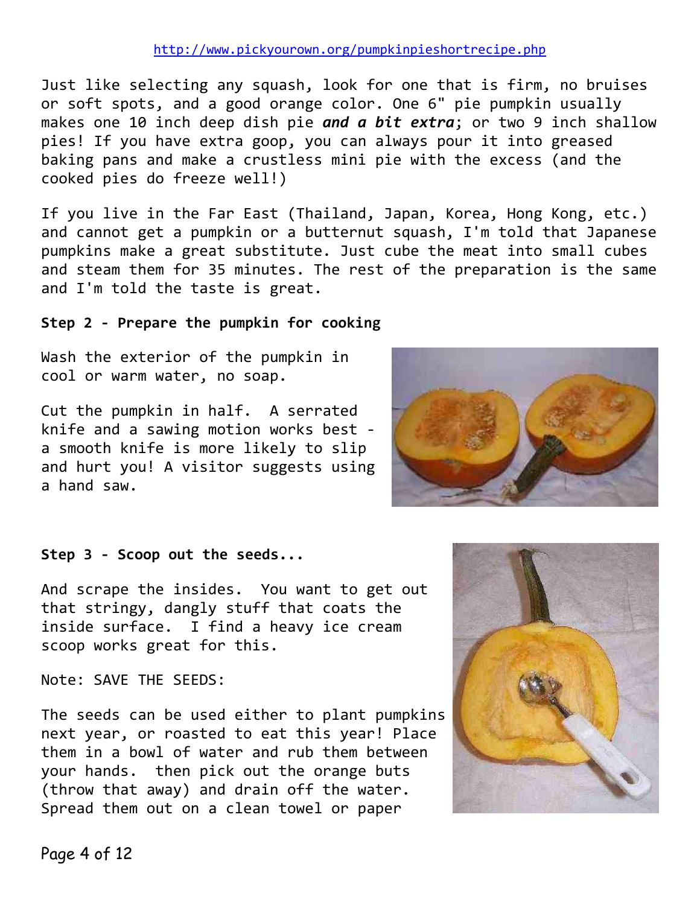http://www.pickyourown.org/pumpkinpieshortrecipe.php

Just like selecting any squash, look for one that is firm, no bruises or soft spots, and a good orange color. One 6" pie pumpkin usually makes one 10 inch deep dish pie ***and a bit extra***; or two 9 inch shallow pies! If you have extra goop, you can always pour it into greased baking pans and make a crustless mini pie with the excess (and the cooked pies do freeze well!)

If you live in the Far East (Thailand, Japan, Korea, Hong Kong, etc.) and cannot get a pumpkin or a butternut squash, I'm told that Japanese pumpkins make a great substitute. Just cube the meat into small cubes and steam them for 35 minutes. The rest of the preparation is the same and I'm told the taste is great.

**Step 2 - Prepare the pumpkin for cooking**

Wash the exterior of the pumpkin in cool or warm water, no soap.

Cut the pumpkin in half. A serrated knife and a sawing motion works best - a smooth knife is more likely to slip and hurt you! A visitor suggests using a hand saw.

**Step 3 - Scoop out the seeds...**

And scrape the insides. You want to get out that stringy, dangly stuff that coats the inside surface. I find a heavy ice cream scoop works great for this.

Note: SAVE THE SEEDS:

The seeds can be used either to plant pumpkins next year, or roasted to eat this year! Place them in a bowl of water and rub them between your hands. then pick out the orange buts (throw that away) and drain off the water. Spread them out on a clean towel or paper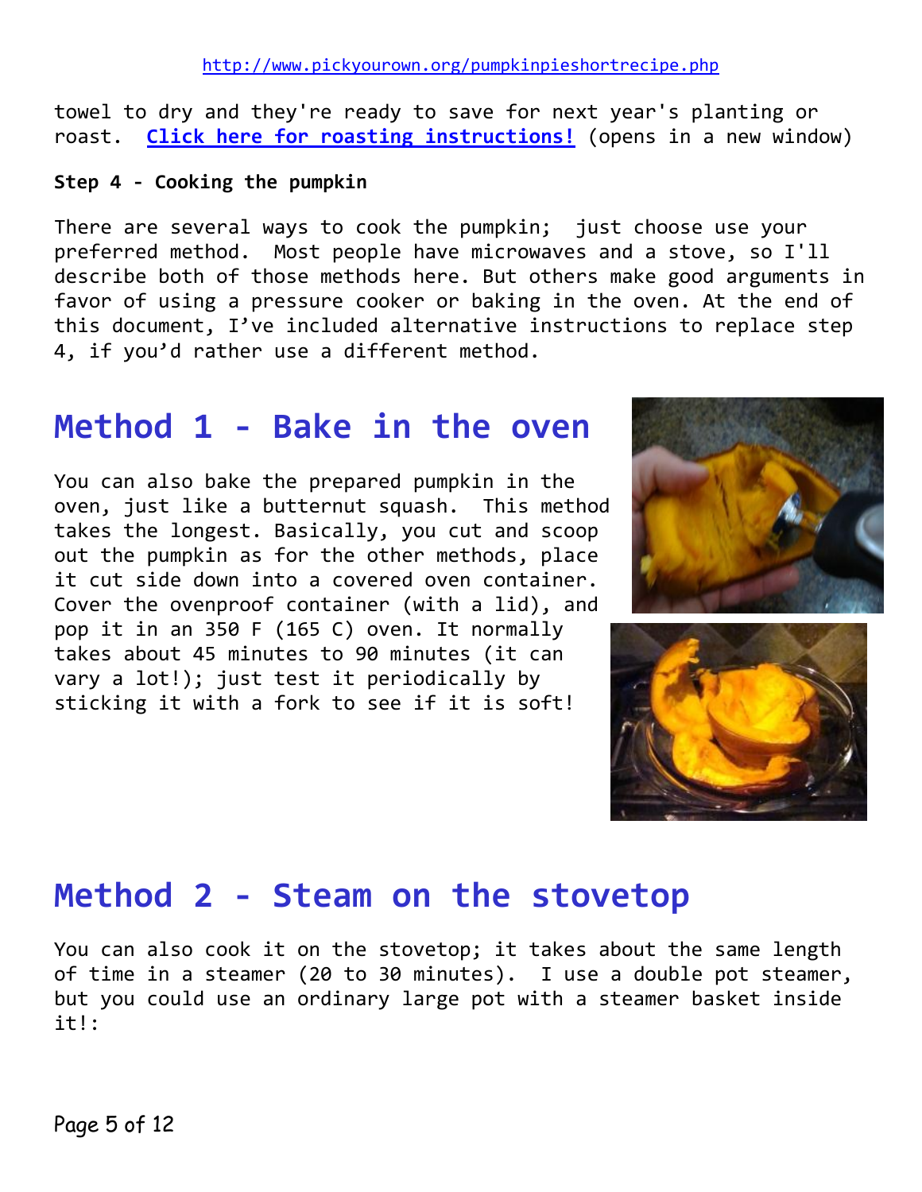towel to dry and they're ready to save for next year's planting or roast. **Click here for roasting instructions!** (opens in a new window)

**Step 4 - Cooking the pumpkin**

There are several ways to cook the pumpkin; just choose use your preferred method. Most people have microwaves and a stove, so I'll describe both of those methods here. But others make good arguments in favor of using a pressure cooker or baking in the oven. At the end of this document, I've included alternative instructions to replace step 4, if you'd rather use a different method.

## Method 1 - Bake in the oven

You can also bake the prepared pumpkin in the oven, just like a butternut squash. This method takes the longest. Basically, you cut and scoop out the pumpkin as for the other methods, place it cut side down into a covered oven container. Cover the ovenproof container (with a lid), and pop it in an 350 F (165 C) oven. It normally takes about 45 minutes to 90 minutes (it can vary a lot!); just test it periodically by sticking it with a fork to see if it is soft!

## Method 2 - Steam on the stovetop

You can also cook it on the stovetop; it takes about the same length of time in a steamer (20 to 30 minutes). I use a double pot steamer, but you could use an ordinary large pot with a steamer basket inside it!: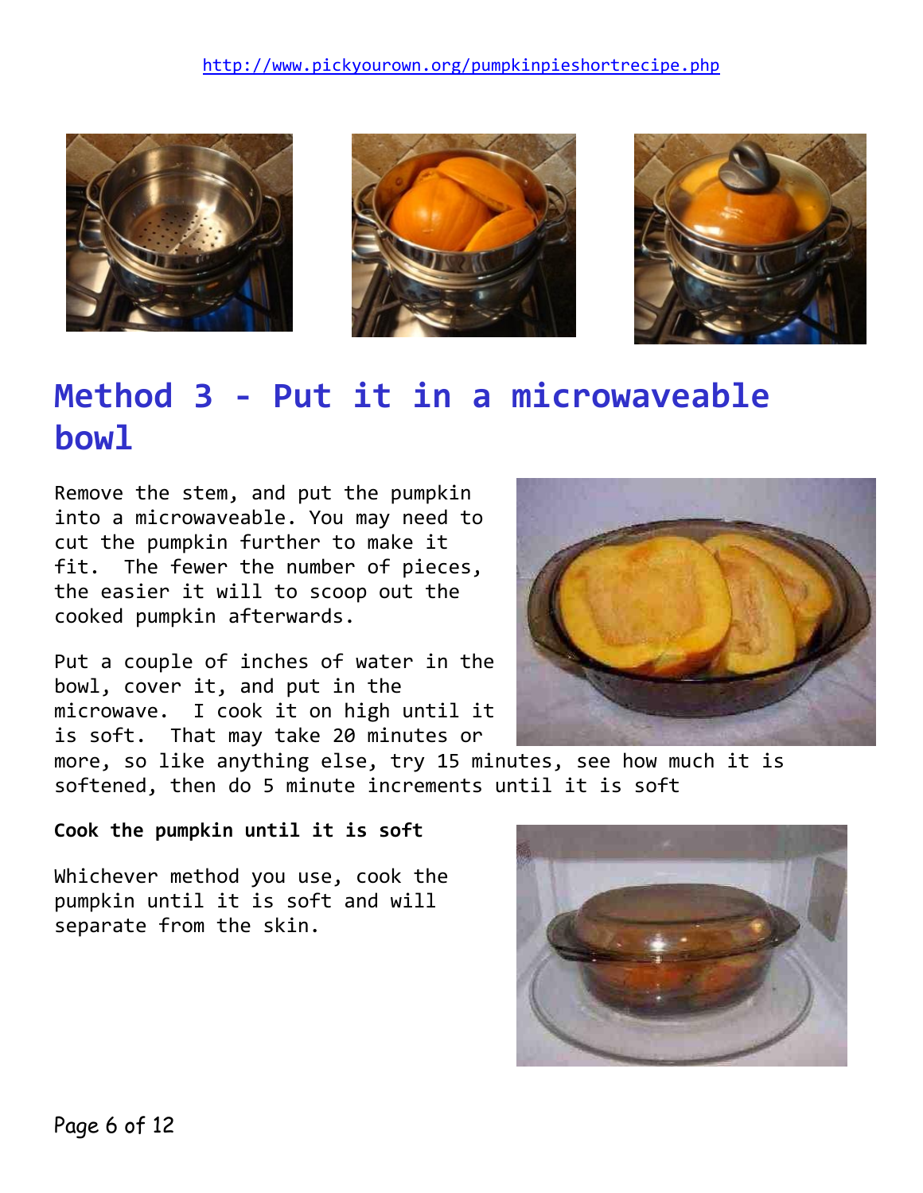http://www.pickyourown.org/pumpkinpieshortrecipe.php

# Method 3 - Put it in a microwaveable bowl

Remove the stem, and put the pumpkin into a microwaveable. You may need to cut the pumpkin further to make it fit. The fewer the number of pieces, the easier it will to scoop out the cooked pumpkin afterwards.

Put a couple of inches of water in the bowl, cover it, and put in the microwave. I cook it on high until it is soft. That may take 20 minutes or more, so like anything else, try 15 minutes, see how much it is softened, then do 5 minute increments until it is soft

**Cook the pumpkin until it is soft**

Whichever method you use, cook the pumpkin until it is soft and will separate from the skin.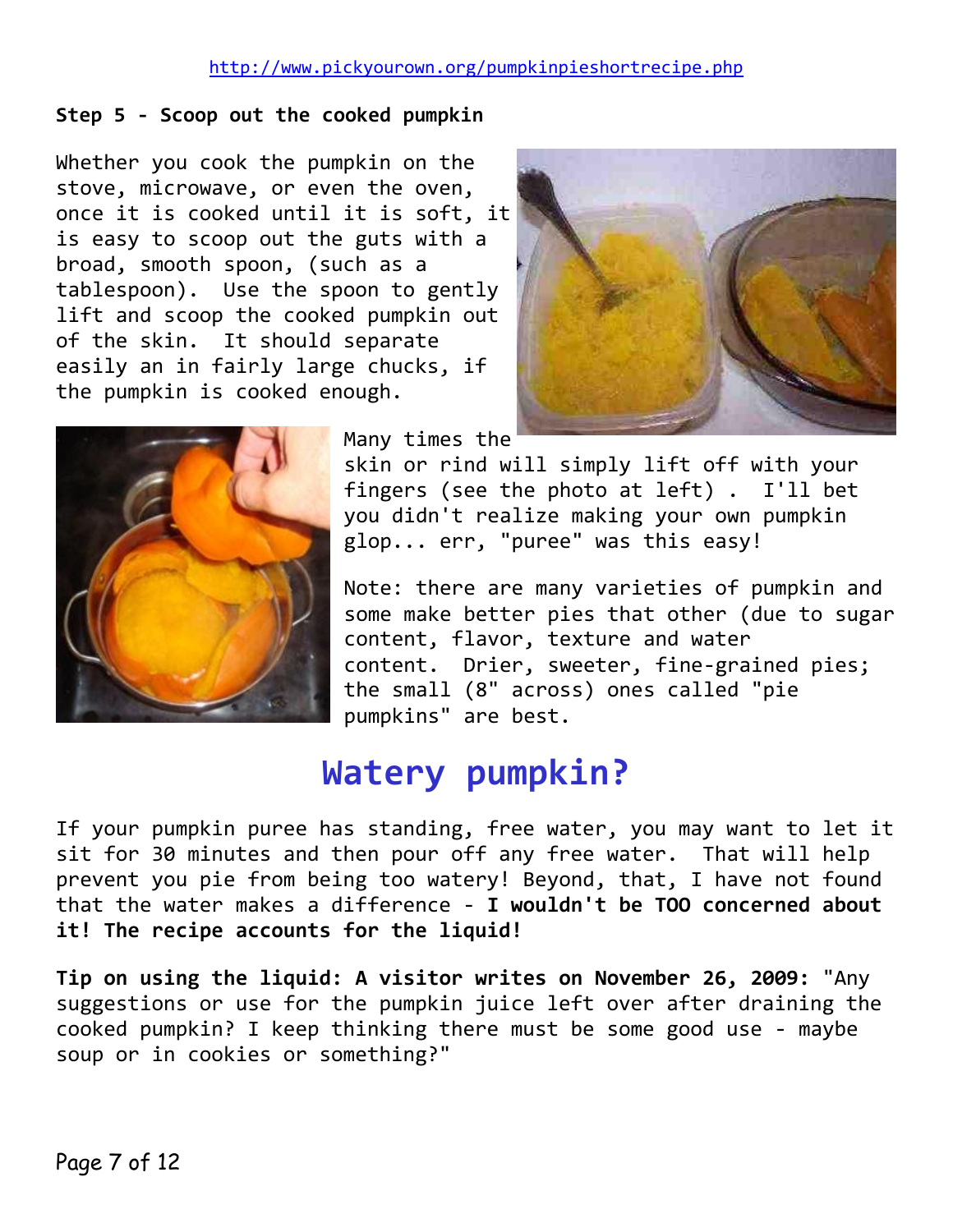http://www.pickyourown.org/pumpkinpieshortrecipe.php

**Step 5 - Scoop out the cooked pumpkin**

Whether you cook the pumpkin on the stove, microwave, or even the oven, once it is cooked until it is soft, it is easy to scoop out the guts with a broad, smooth spoon, (such as a tablespoon). Use the spoon to gently lift and scoop the cooked pumpkin out of the skin. It should separate easily an in fairly large chucks, if the pumpkin is cooked enough.

Many times the skin or rind will simply lift off with your fingers (see the photo at left) . I'll bet you didn't realize making your own pumpkin glop... err, "puree" was this easy!

Note: there are many varieties of pumpkin and some make better pies that other (due to sugar content, flavor, texture and water content. Drier, sweeter, fine-grained pies; the small (8" across) ones called "pie pumpkins" are best.

# Watery pumpkin?

If your pumpkin puree has standing, free water, you may want to let it sit for 30 minutes and then pour off any free water. That will help prevent you pie from being too watery! Beyond, that, I have not found that the water makes a difference - **I wouldn't be TOO concerned about it! The recipe accounts for the liquid!**

**Tip on using the liquid: A visitor writes on November 26, 2009:** "Any suggestions or use for the pumpkin juice left over after draining the cooked pumpkin? I keep thinking there must be some good use - maybe soup or in cookies or something?"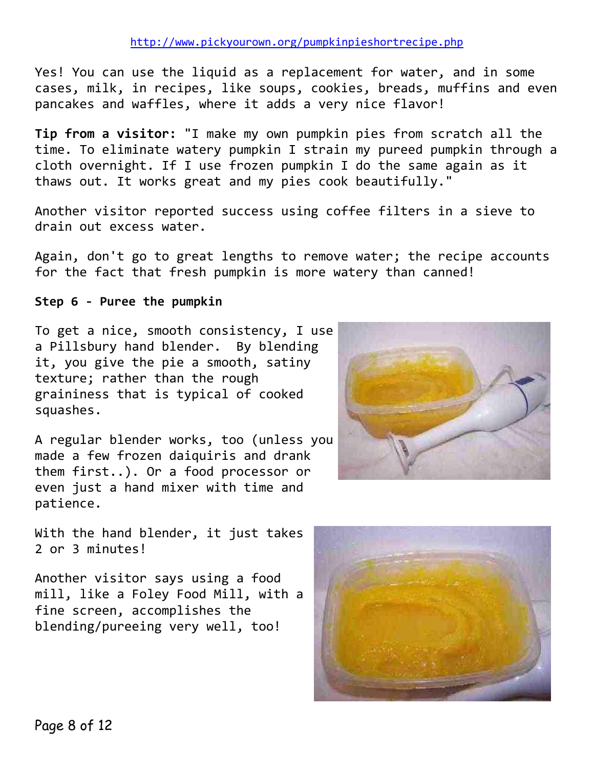http://www.pickyourown.org/pumpkinpieshortrecipe.php

Yes! You can use the liquid as a replacement for water, and in some cases, milk, in recipes, like soups, cookies, breads, muffins and even pancakes and waffles, where it adds a very nice flavor!

**Tip from a visitor:** "I make my own pumpkin pies from scratch all the time. To eliminate watery pumpkin I strain my pureed pumpkin through a cloth overnight. If I use frozen pumpkin I do the same again as it thaws out. It works great and my pies cook beautifully."

Another visitor reported success using coffee filters in a sieve to drain out excess water.

Again, don't go to great lengths to remove water; the recipe accounts for the fact that fresh pumpkin is more watery than canned!

**Step 6 - Puree the pumpkin**

To get a nice, smooth consistency, I use a Pillsbury hand blender. By blending it, you give the pie a smooth, satiny texture; rather than the rough graininess that is typical of cooked squashes.

A regular blender works, too (unless you made a few frozen daiquiris and drank them first..). Or a food processor or even just a hand mixer with time and patience.

With the hand blender, it just takes 2 or 3 minutes!

Another visitor says using a food mill, like a Foley Food Mill, with a fine screen, accomplishes the blending/pureeing very well, too!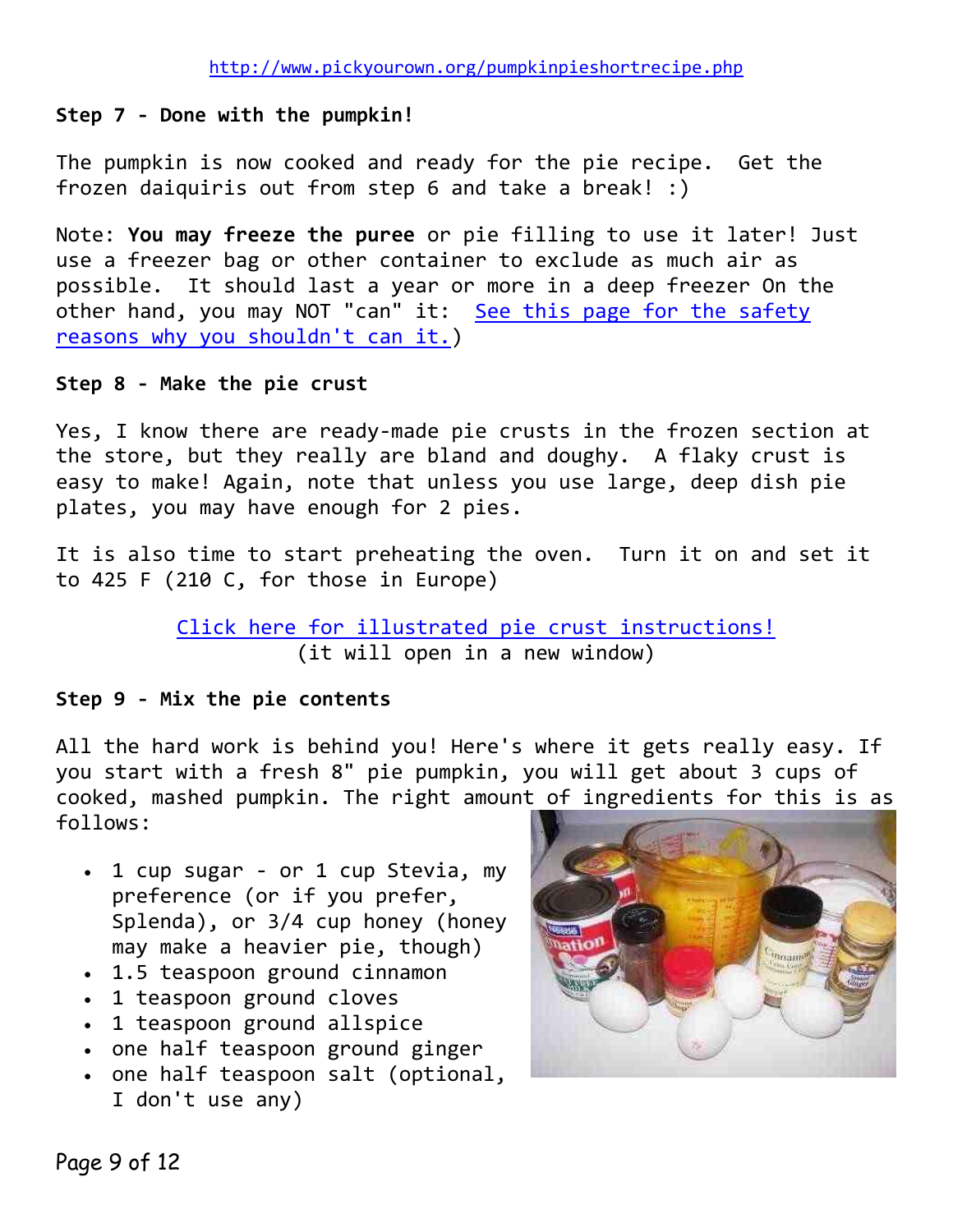http://www.pickyourown.org/pumpkinpieshortrecipe.php

**Step 7 - Done with the pumpkin!**

The pumpkin is now cooked and ready for the pie recipe. Get the frozen daiquiris out from step 6 and take a break! :)

Note: **You may freeze the puree** or pie filling to use it later! Just use a freezer bag or other container to exclude as much air as possible. It should last a year or more in a deep freezer On the other hand, you may NOT "can" it: See this page for the safety reasons why you shouldn't can it.)

**Step 8 - Make the pie crust**

Yes, I know there are ready-made pie crusts in the frozen section at the store, but they really are bland and doughy. A flaky crust is easy to make! Again, note that unless you use large, deep dish pie plates, you may have enough for 2 pies.

It is also time to start preheating the oven. Turn it on and set it to 425 F (210 C, for those in Europe)

Click here for illustrated pie crust instructions!
(it will open in a new window)

**Step 9 - Mix the pie contents**

All the hard work is behind you! Here's where it gets really easy. If you start with a fresh 8" pie pumpkin, you will get about 3 cups of cooked, mashed pumpkin. The right amount of ingredients for this is as follows:

- 1 cup sugar - or 1 cup Stevia, my preference (or if you prefer, Splenda), or 3/4 cup honey (honey may make a heavier pie, though)
- 1.5 teaspoon ground cinnamon
- 1 teaspoon ground cloves
- 1 teaspoon ground allspice
- one half teaspoon ground ginger
- one half teaspoon salt (optional, I don't use any)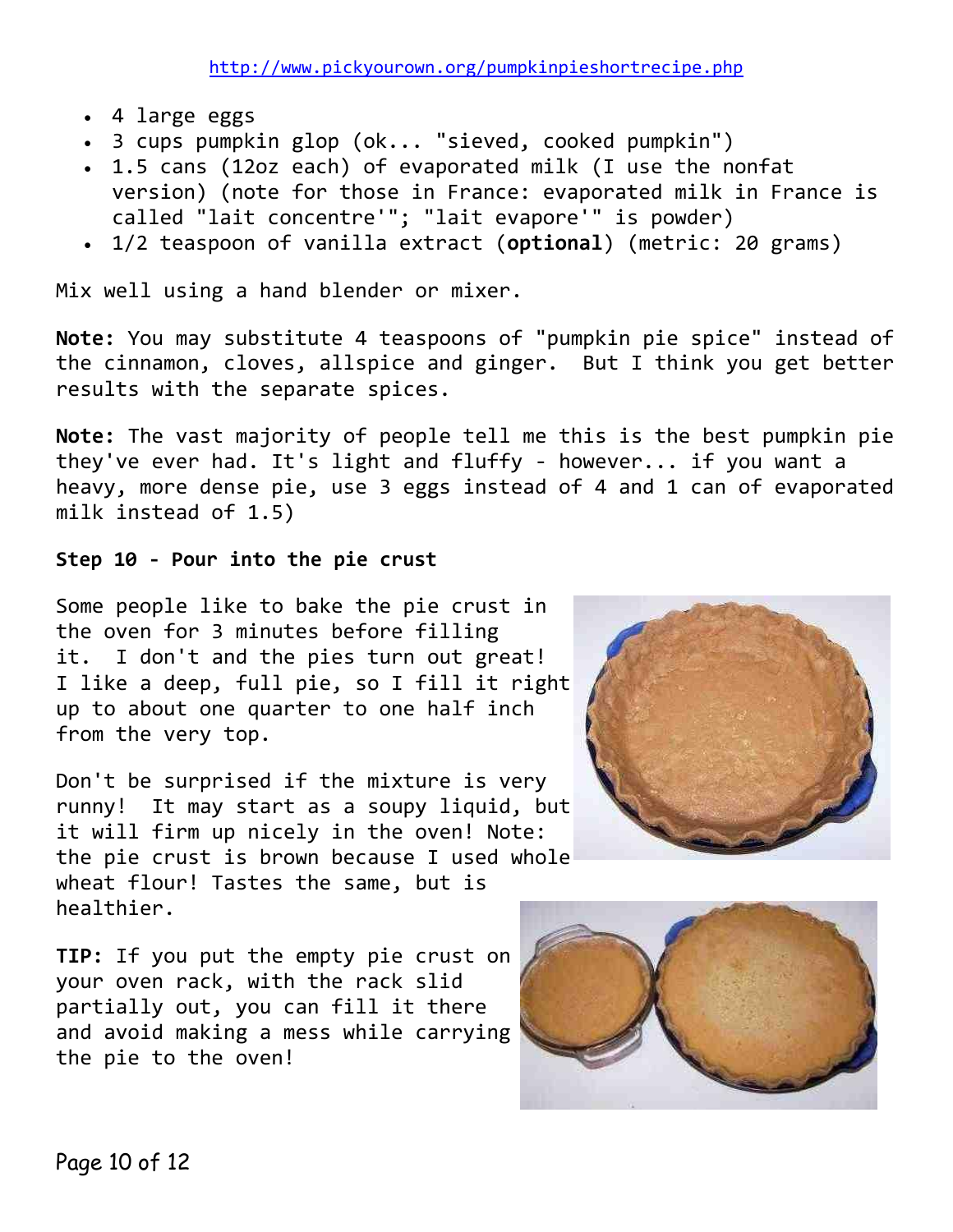http://www.pickyourown.org/pumpkinpieshortrecipe.php

- 4 large eggs
- 3 cups pumpkin glop (ok... "sieved, cooked pumpkin")
- 1.5 cans (12oz each) of evaporated milk (I use the nonfat version) (note for those in France: evaporated milk in France is called "lait concentre'"; "lait evapore'" is powder)
- 1/2 teaspoon of vanilla extract (**optional**) (metric: 20 grams)

Mix well using a hand blender or mixer.

**Note:** You may substitute 4 teaspoons of "pumpkin pie spice" instead of the cinnamon, cloves, allspice and ginger. But I think you get better results with the separate spices.

**Note:** The vast majority of people tell me this is the best pumpkin pie they've ever had. It's light and fluffy - however... if you want a heavy, more dense pie, use 3 eggs instead of 4 and 1 can of evaporated milk instead of 1.5)

**Step 10 - Pour into the pie crust**

Some people like to bake the pie crust in the oven for 3 minutes before filling it. I don't and the pies turn out great! I like a deep, full pie, so I fill it right up to about one quarter to one half inch from the very top.

Don't be surprised if the mixture is very runny! It may start as a soupy liquid, but it will firm up nicely in the oven! Note: the pie crust is brown because I used whole wheat flour! Tastes the same, but is healthier.

**TIP:** If you put the empty pie crust on your oven rack, with the rack slid partially out, you can fill it there and avoid making a mess while carrying the pie to the oven!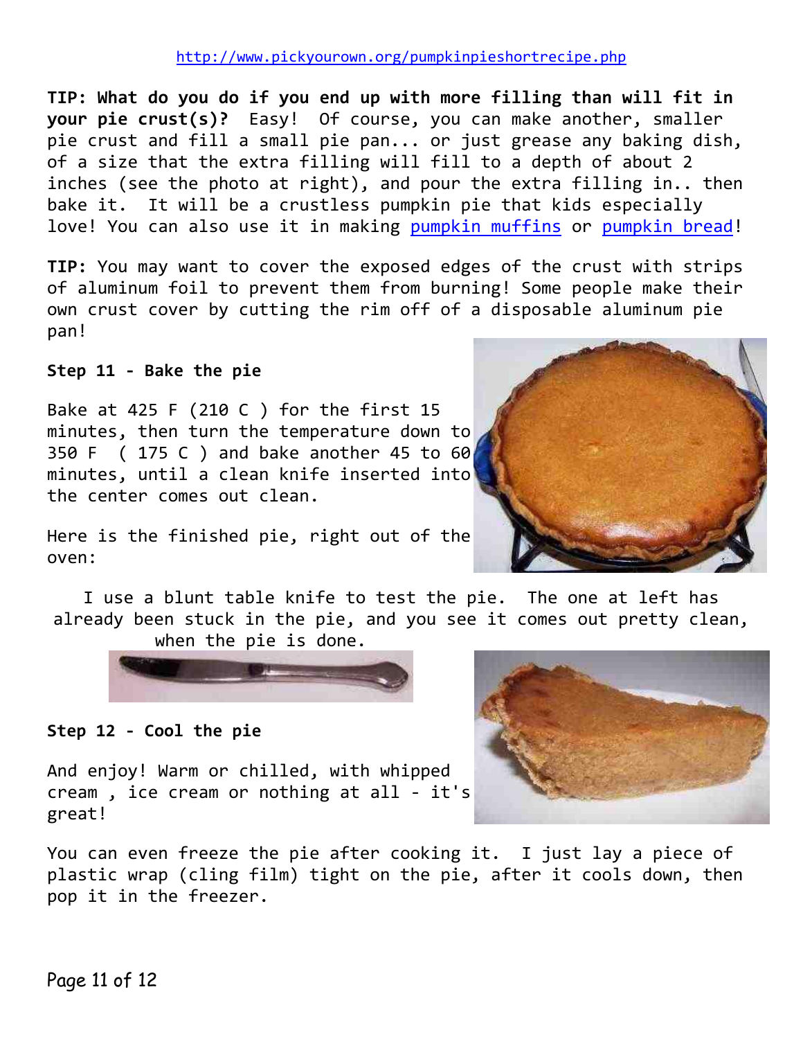http://www.pickyourown.org/pumpkinpieshortrecipe.php

**TIP: What do you do if you end up with more filling than will fit in your pie crust(s)?** Easy! Of course, you can make another, smaller pie crust and fill a small pie pan... or just grease any baking dish, of a size that the extra filling will fill to a depth of about 2 inches (see the photo at right), and pour the extra filling in.. then bake it. It will be a crustless pumpkin pie that kids especially love! You can also use it in making [pumpkin muffins](http://www.pickyourown.org/pumpkinmuffins.php) or [pumpkin bread](http://www.pickyourown.org/pumpkinbread.php)!

**TIP:** You may want to cover the exposed edges of the crust with strips of aluminum foil to prevent them from burning! Some people make their own crust cover by cutting the rim off of a disposable aluminum pie pan!

**Step 11 - Bake the pie**

Bake at 425 F (210 C ) for the first 15 minutes, then turn the temperature down to 350 F ( 175 C ) and bake another 45 to 60 minutes, until a clean knife inserted into the center comes out clean.

Here is the finished pie, right out of the oven:

I use a blunt table knife to test the pie. The one at left has already been stuck in the pie, and you see it comes out pretty clean, when the pie is done.

**Step 12 - Cool the pie**

And enjoy! Warm or chilled, with whipped cream , ice cream or nothing at all - it's great!

You can even freeze the pie after cooking it. I just lay a piece of plastic wrap (cling film) tight on the pie, after it cools down, then pop it in the freezer.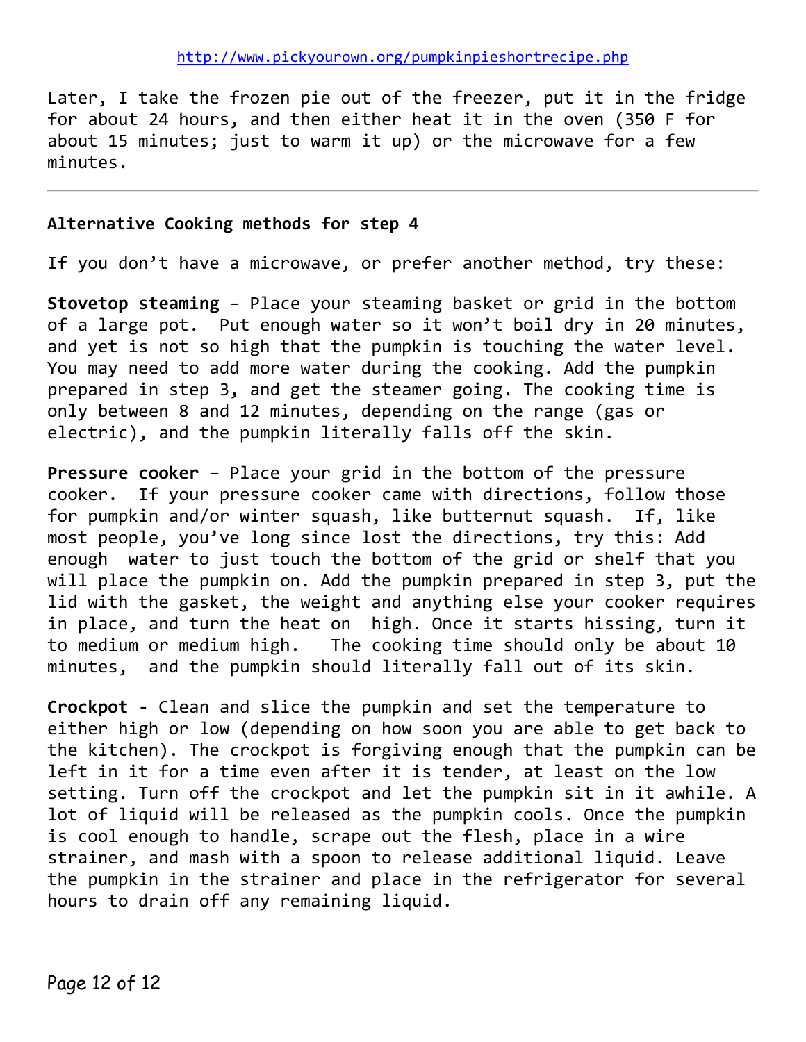http://www.pickyourown.org/pumpkinpieshortrecipe.php

Later, I take the frozen pie out of the freezer, put it in the fridge for about 24 hours, and then either heat it in the oven (350 F for about 15 minutes; just to warm it up) or the microwave for a few minutes.

---

**Alternative Cooking methods for step 4**

If you don't have a microwave, or prefer another method, try these:

**Stovetop steaming** – Place your steaming basket or grid in the bottom of a large pot. Put enough water so it won't boil dry in 20 minutes, and yet is not so high that the pumpkin is touching the water level. You may need to add more water during the cooking. Add the pumpkin prepared in step 3, and get the steamer going. The cooking time is only between 8 and 12 minutes, depending on the range (gas or electric), and the pumpkin literally falls off the skin.

**Pressure cooker** – Place your grid in the bottom of the pressure cooker. If your pressure cooker came with directions, follow those for pumpkin and/or winter squash, like butternut squash. If, like most people, you've long since lost the directions, try this: Add enough water to just touch the bottom of the grid or shelf that you will place the pumpkin on. Add the pumpkin prepared in step 3, put the lid with the gasket, the weight and anything else your cooker requires in place, and turn the heat on high. Once it starts hissing, turn it to medium or medium high. The cooking time should only be about 10 minutes, and the pumpkin should literally fall out of its skin.

**Crockpot** - Clean and slice the pumpkin and set the temperature to either high or low (depending on how soon you are able to get back to the kitchen). The crockpot is forgiving enough that the pumpkin can be left in it for a time even after it is tender, at least on the low setting. Turn off the crockpot and let the pumpkin sit in it awhile. A lot of liquid will be released as the pumpkin cools. Once the pumpkin is cool enough to handle, scrape out the flesh, place in a wire strainer, and mash with a spoon to release additional liquid. Leave the pumpkin in the strainer and place in the refrigerator for several hours to drain off any remaining liquid.